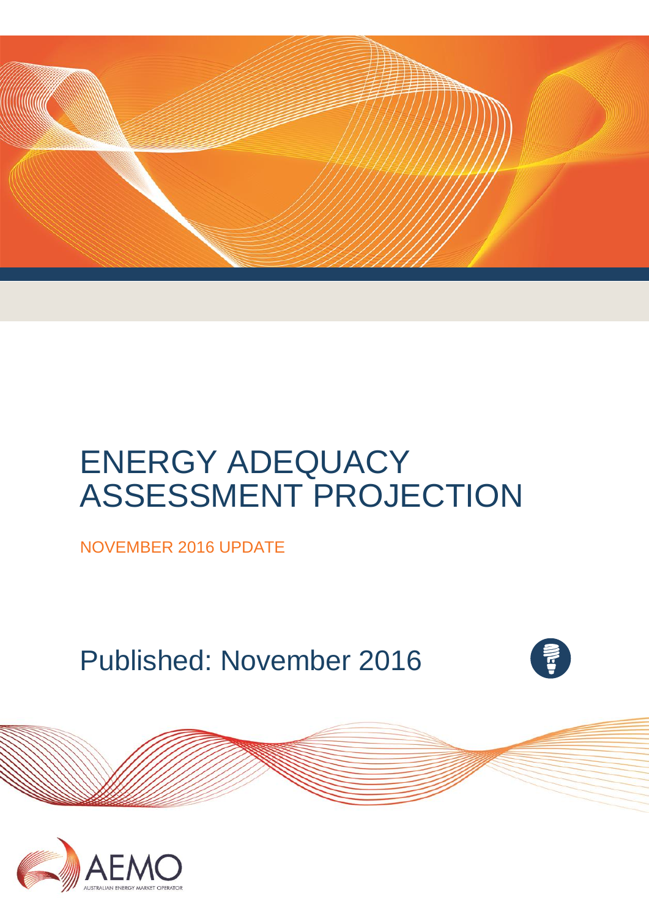# ENERGY ADEQUACY ASSESSMENT PROJECTION

NOVEMBER 2016 UPDATE

Published: November 2016

AEMO

AUSTRALIAN ENERGY MARKET OPERATOR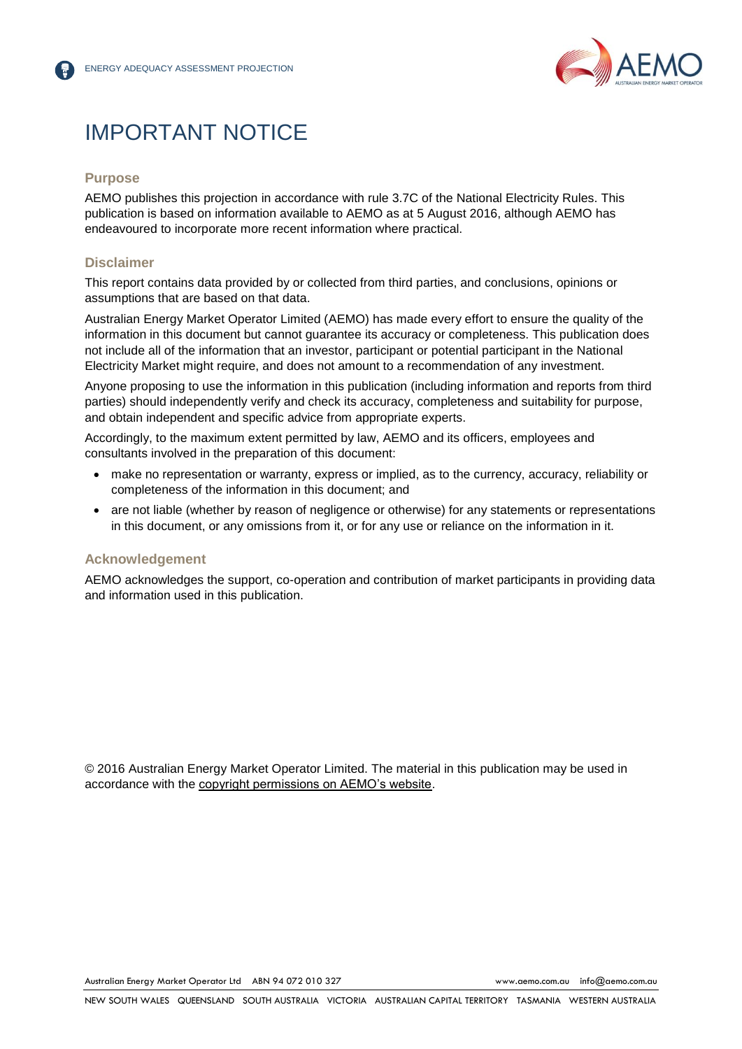# IMPORTANT NOTICE

### Purpose

AEMO publishes this projection in accordance with rule 3.7C of the National Electricity Rules. This publication is based on information available to AEMO as at 5 August 2016, although AEMO has endeavoured to incorporate more recent information where practical.

### Disclaimer

This report contains data provided by or collected from third parties, and conclusions, opinions or assumptions that are based on that data.

Australian Energy Market Operator Limited (AEMO) has made every effort to ensure the quality of the information in this document but cannot guarantee its accuracy or completeness. This publication does not include all of the information that an investor, participant or potential participant in the National Electricity Market might require, and does not amount to a recommendation of any investment.

Anyone proposing to use the information in this publication (including information and reports from third parties) should independently verify and check its accuracy, completeness and suitability for purpose, and obtain independent and specific advice from appropriate experts.

Accordingly, to the maximum extent permitted by law, AEMO and its officers, employees and consultants involved in the preparation of this document:

- make no representation or warranty, express or implied, as to the currency, accuracy, reliability or completeness of the information in this document; and
- are not liable (whether by reason of negligence or otherwise) for any statements or representations in this document, or any omissions from it, or for any use or reliance on the information in it.

### Acknowledgement

AEMO acknowledges the support, co-operation and contribution of market participants in providing data and information used in this publication.

© 2016 Australian Energy Market Operator Limited. The material in this publication may be used in accordance with the copyright permissions on AEMO's website.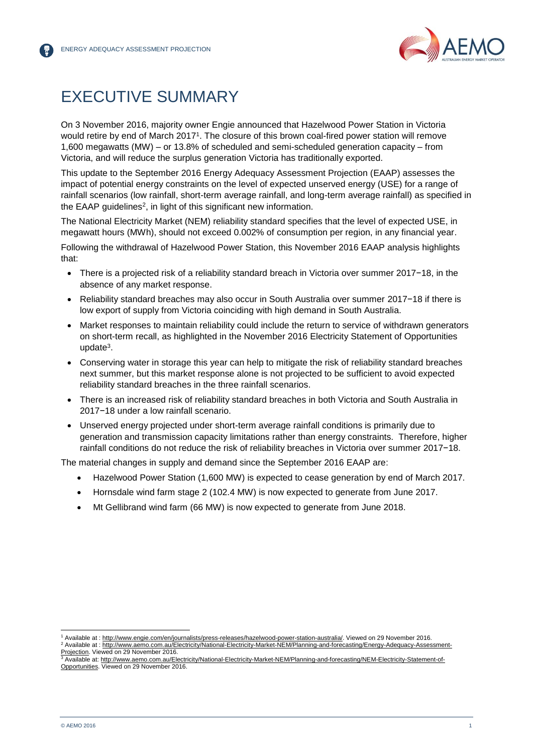# EXECUTIVE SUMMARY

On 3 November 2016, majority owner Engie announced that Hazelwood Power Station in Victoria would retire by end of March 2017[1]. The closure of this brown coal-fired power station will remove 1,600 megawatts (MW) – or 13.8% of scheduled and semi-scheduled generation capacity – from Victoria, and will reduce the surplus generation Victoria has traditionally exported.

This update to the September 2016 Energy Adequacy Assessment Projection (EAAP) assesses the impact of potential energy constraints on the level of expected unserved energy (USE) for a range of rainfall scenarios (low rainfall, short-term average rainfall, and long-term average rainfall) as specified in the EAAP guidelines[2], in light of this significant new information.

The National Electricity Market (NEM) reliability standard specifies that the level of expected USE, in megawatt hours (MWh), should not exceed 0.002% of consumption per region, in any financial year.

Following the withdrawal of Hazelwood Power Station, this November 2016 EAAP analysis highlights that:

- There is a projected risk of a reliability standard breach in Victoria over summer 2017−18, in the absence of any market response.
- Reliability standard breaches may also occur in South Australia over summer 2017−18 if there is low export of supply from Victoria coinciding with high demand in South Australia.
- Market responses to maintain reliability could include the return to service of withdrawn generators on short-term recall, as highlighted in the November 2016 Electricity Statement of Opportunities update[3].
- Conserving water in storage this year can help to mitigate the risk of reliability standard breaches next summer, but this market response alone is not projected to be sufficient to avoid expected reliability standard breaches in the three rainfall scenarios.
- There is an increased risk of reliability standard breaches in both Victoria and South Australia in 2017−18 under a low rainfall scenario.
- Unserved energy projected under short-term average rainfall conditions is primarily due to generation and transmission capacity limitations rather than energy constraints. Therefore, higher rainfall conditions do not reduce the risk of reliability breaches in Victoria over summer 2017−18.

The material changes in supply and demand since the September 2016 EAAP are:

- Hazelwood Power Station (1,600 MW) is expected to cease generation by end of March 2017.
- Hornsdale wind farm stage 2 (102.4 MW) is now expected to generate from June 2017.
- Mt Gellibrand wind farm (66 MW) is now expected to generate from June 2018.

---

[1] Available at : http://www.engie.com/en/journalists/press-releases/hazelwood-power-station-australia/. Viewed on 29 November 2016.

[2] Available at : http://www.aemo.com.au/Electricity/National-Electricity-Market-NEM/Planning-and-forecasting/Energy-Adequacy-Assessment-Projection. Viewed on 29 November 2016.

[3] Available at: http://www.aemo.com.au/Electricity/National-Electricity-Market-NEM/Planning-and-forecasting/NEM-Electricity-Statement-of-Opportunities. Viewed on 29 November 2016.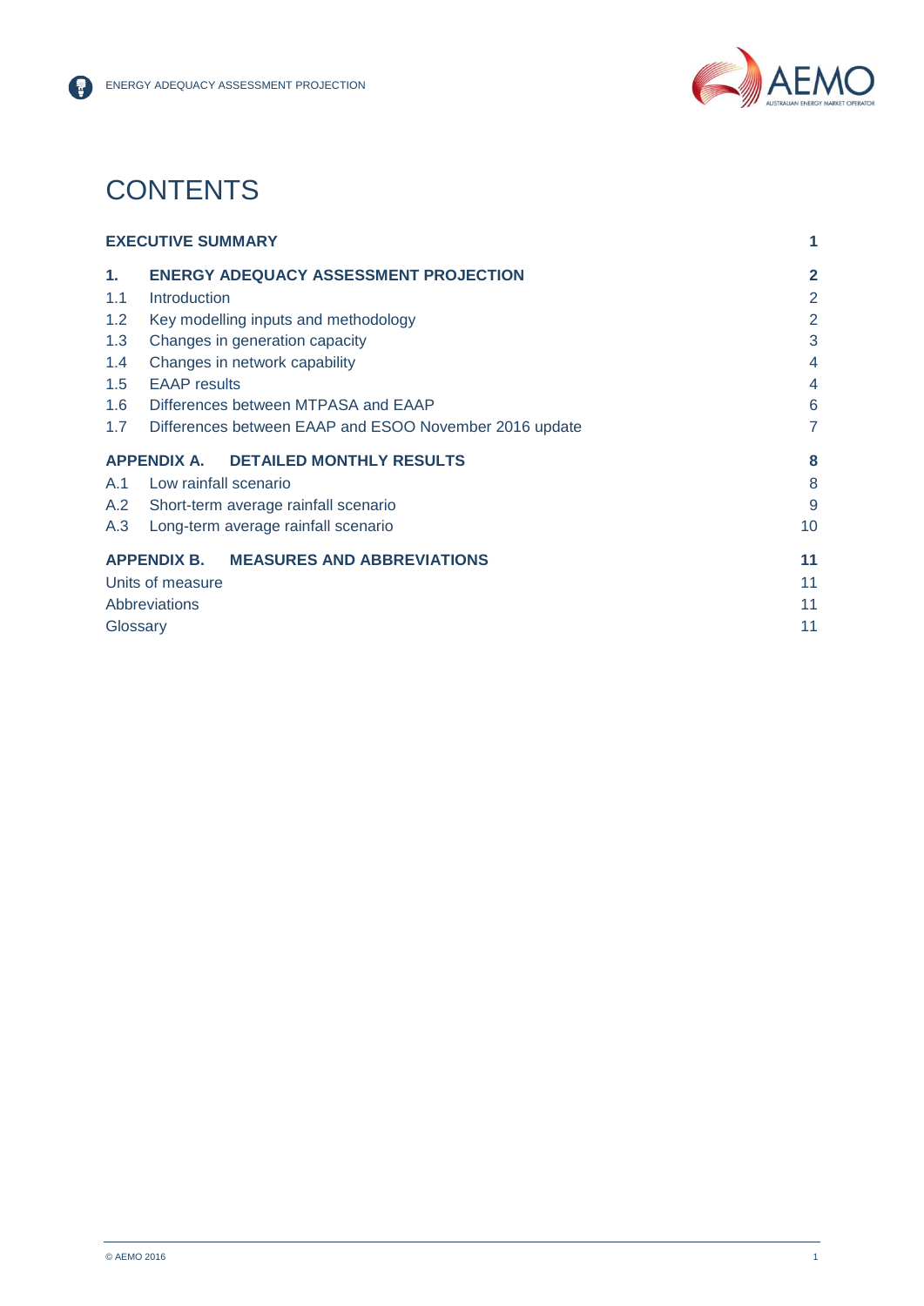# CONTENTS

| | | |
|---|---|---|
| **EXECUTIVE SUMMARY** | | **1** |
| **1.** | **ENERGY ADEQUACY ASSESSMENT PROJECTION** | **2** |
| 1.1 | Introduction | 2 |
| 1.2 | Key modelling inputs and methodology | 2 |
| 1.3 | Changes in generation capacity | 3 |
| 1.4 | Changes in network capability | 4 |
| 1.5 | EAAP results | 4 |
| 1.6 | Differences between MTPASA and EAAP | 6 |
| 1.7 | Differences between EAAP and ESOO November 2016 update | 7 |
| **APPENDIX A.** | **DETAILED MONTHLY RESULTS** | **8** |
| A.1 | Low rainfall scenario | 8 |
| A.2 | Short-term average rainfall scenario | 9 |
| A.3 | Long-term average rainfall scenario | 10 |
| **APPENDIX B.** | **MEASURES AND ABBREVIATIONS** | **11** |
| Units of measure | | 11 |
| Abbreviations | | 11 |
| Glossary | | 11 |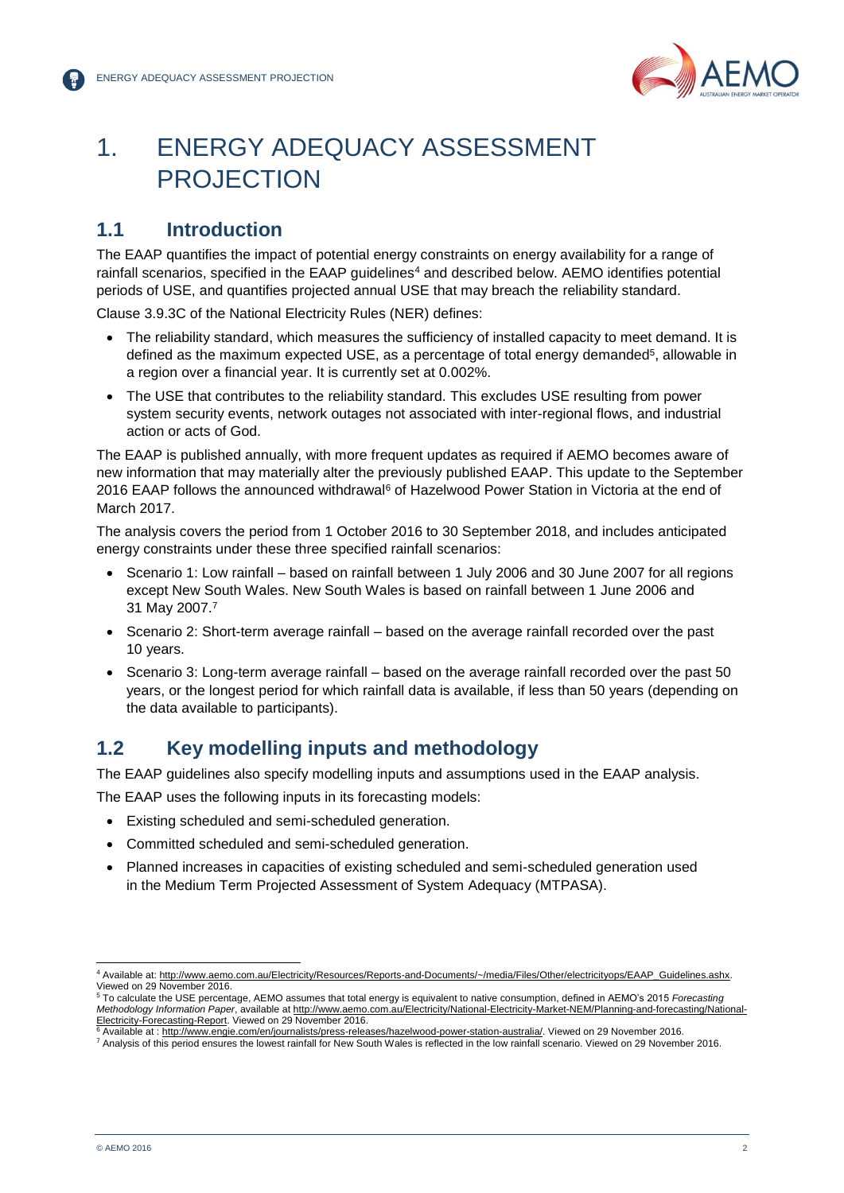# 1. ENERGY ADEQUACY ASSESSMENT PROJECTION

## 1.1 Introduction

The EAAP quantifies the impact of potential energy constraints on energy availability for a range of rainfall scenarios, specified in the EAAP guidelines[4] and described below. AEMO identifies potential periods of USE, and quantifies projected annual USE that may breach the reliability standard.

Clause 3.9.3C of the National Electricity Rules (NER) defines:

- The reliability standard, which measures the sufficiency of installed capacity to meet demand. It is defined as the maximum expected USE, as a percentage of total energy demanded[5], allowable in a region over a financial year. It is currently set at 0.002%.
- The USE that contributes to the reliability standard. This excludes USE resulting from power system security events, network outages not associated with inter-regional flows, and industrial action or acts of God.

The EAAP is published annually, with more frequent updates as required if AEMO becomes aware of new information that may materially alter the previously published EAAP. This update to the September 2016 EAAP follows the announced withdrawal[6] of Hazelwood Power Station in Victoria at the end of March 2017.

The analysis covers the period from 1 October 2016 to 30 September 2018, and includes anticipated energy constraints under these three specified rainfall scenarios:

- Scenario 1: Low rainfall – based on rainfall between 1 July 2006 and 30 June 2007 for all regions except New South Wales. New South Wales is based on rainfall between 1 June 2006 and 31 May 2007.[7]
- Scenario 2: Short-term average rainfall – based on the average rainfall recorded over the past 10 years.
- Scenario 3: Long-term average rainfall – based on the average rainfall recorded over the past 50 years, or the longest period for which rainfall data is available, if less than 50 years (depending on the data available to participants).

## 1.2 Key modelling inputs and methodology

The EAAP guidelines also specify modelling inputs and assumptions used in the EAAP analysis.

The EAAP uses the following inputs in its forecasting models:

- Existing scheduled and semi-scheduled generation.
- Committed scheduled and semi-scheduled generation.
- Planned increases in capacities of existing scheduled and semi-scheduled generation used in the Medium Term Projected Assessment of System Adequacy (MTPASA).

---

[4] Available at: http://www.aemo.com.au/Electricity/Resources/Reports-and-Documents/~/media/Files/Other/electricityops/EAAP_Guidelines.ashx. Viewed on 29 November 2016.

[5] To calculate the USE percentage, AEMO assumes that total energy is equivalent to native consumption, defined in AEMO's 2015 *Forecasting Methodology Information Paper*, available at http://www.aemo.com.au/Electricity/National-Electricity-Market-NEM/Planning-and-forecasting/National-Electricity-Forecasting-Report. Viewed on 29 November 2016.

[6] Available at : http://www.engie.com/en/journalists/press-releases/hazelwood-power-station-australia/. Viewed on 29 November 2016.

[7] Analysis of this period ensures the lowest rainfall for New South Wales is reflected in the low rainfall scenario. Viewed on 29 November 2016.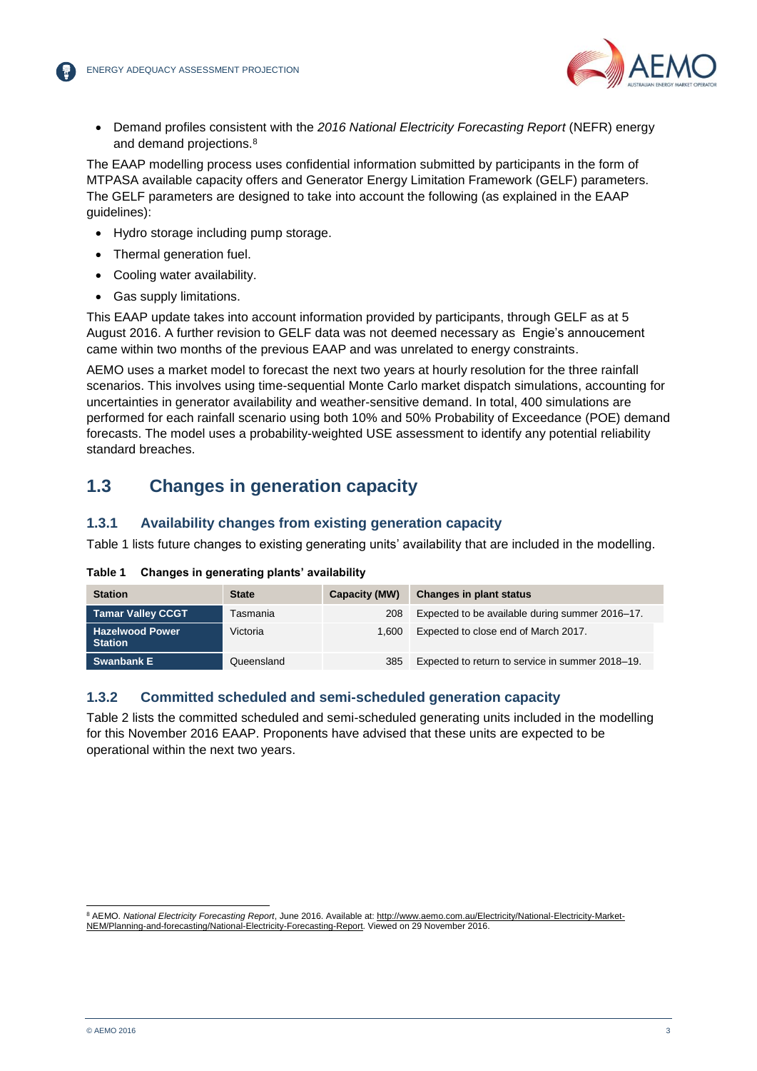- Demand profiles consistent with the *2016 National Electricity Forecasting Report* (NEFR) energy and demand projections.[8]

The EAAP modelling process uses confidential information submitted by participants in the form of MTPASA available capacity offers and Generator Energy Limitation Framework (GELF) parameters. The GELF parameters are designed to take into account the following (as explained in the EAAP guidelines):

- Hydro storage including pump storage.
- Thermal generation fuel.
- Cooling water availability.
- Gas supply limitations.

This EAAP update takes into account information provided by participants, through GELF as at 5 August 2016. A further revision to GELF data was not deemed necessary as Engie's annoucement came within two months of the previous EAAP and was unrelated to energy constraints.

AEMO uses a market model to forecast the next two years at hourly resolution for the three rainfall scenarios. This involves using time-sequential Monte Carlo market dispatch simulations, accounting for uncertainties in generator availability and weather-sensitive demand. In total, 400 simulations are performed for each rainfall scenario using both 10% and 50% Probability of Exceedance (POE) demand forecasts. The model uses a probability-weighted USE assessment to identify any potential reliability standard breaches.

## 1.3 Changes in generation capacity

### 1.3.1 Availability changes from existing generation capacity

Table 1 lists future changes to existing generating units' availability that are included in the modelling.

**Table 1 Changes in generating plants' availability**

| Station | State | Capacity (MW) | Changes in plant status |
|---|---|---|---|
| **Tamar Valley CCGT** | Tasmania | 208 | Expected to be available during summer 2016–17. |
| **Hazelwood Power Station** | Victoria | 1,600 | Expected to close end of March 2017. |
| **Swanbank E** | Queensland | 385 | Expected to return to service in summer 2018–19. |

### 1.3.2 Committed scheduled and semi-scheduled generation capacity

Table 2 lists the committed scheduled and semi-scheduled generating units included in the modelling for this November 2016 EAAP. Proponents have advised that these units are expected to be operational within the next two years.

---

[8] AEMO. *National Electricity Forecasting Report*, June 2016. Available at: http://www.aemo.com.au/Electricity/National-Electricity-Market-NEM/Planning-and-forecasting/National-Electricity-Forecasting-Report. Viewed on 29 November 2016.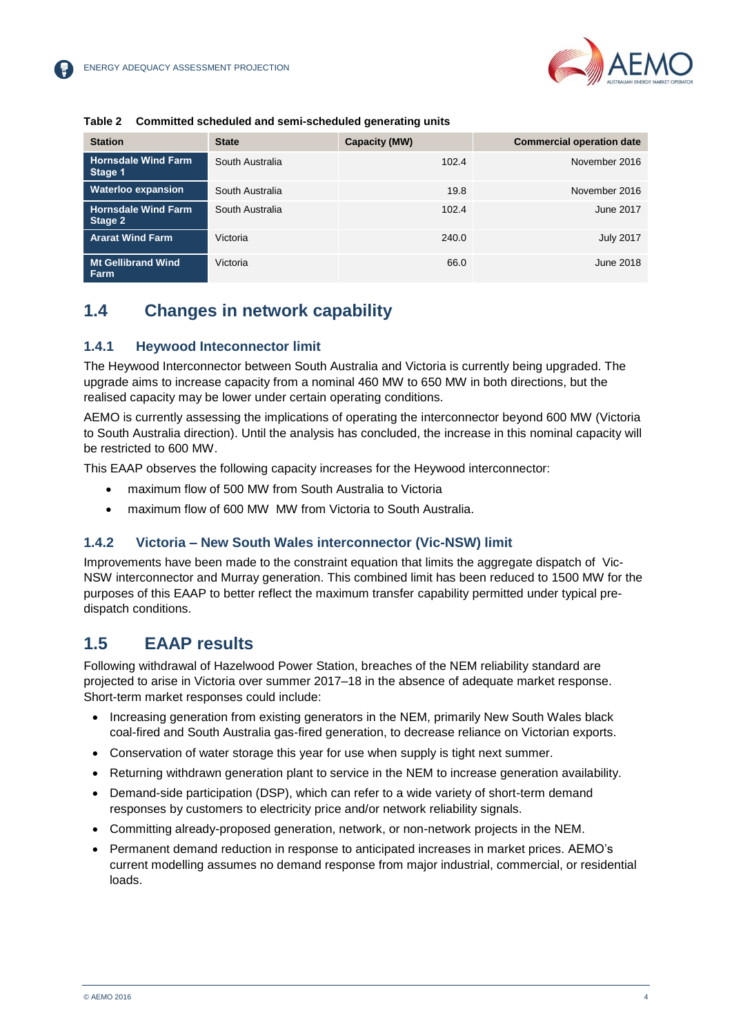**Table 2 Committed scheduled and semi-scheduled generating units**

| Station | State | Capacity (MW) | Commercial operation date |
|---|---|---|---|
| **Hornsdale Wind Farm Stage 1** | South Australia | 102.4 | November 2016 |
| **Waterloo expansion** | South Australia | 19.8 | November 2016 |
| **Hornsdale Wind Farm Stage 2** | South Australia | 102.4 | June 2017 |
| **Ararat Wind Farm** | Victoria | 240.0 | July 2017 |
| **Mt Gellibrand Wind Farm** | Victoria | 66.0 | June 2018 |

## 1.4 Changes in network capability

### 1.4.1 Heywood Inteconnector limit

The Heywood Interconnector between South Australia and Victoria is currently being upgraded. The upgrade aims to increase capacity from a nominal 460 MW to 650 MW in both directions, but the realised capacity may be lower under certain operating conditions.

AEMO is currently assessing the implications of operating the interconnector beyond 600 MW (Victoria to South Australia direction). Until the analysis has concluded, the increase in this nominal capacity will be restricted to 600 MW.

This EAAP observes the following capacity increases for the Heywood interconnector:

- maximum flow of 500 MW from South Australia to Victoria
- maximum flow of 600 MW MW from Victoria to South Australia.

### 1.4.2 Victoria – New South Wales interconnector (Vic-NSW) limit

Improvements have been made to the constraint equation that limits the aggregate dispatch of Vic-NSW interconnector and Murray generation. This combined limit has been reduced to 1500 MW for the purposes of this EAAP to better reflect the maximum transfer capability permitted under typical pre-dispatch conditions.

## 1.5 EAAP results

Following withdrawal of Hazelwood Power Station, breaches of the NEM reliability standard are projected to arise in Victoria over summer 2017–18 in the absence of adequate market response. Short-term market responses could include:

- Increasing generation from existing generators in the NEM, primarily New South Wales black coal-fired and South Australia gas-fired generation, to decrease reliance on Victorian exports.
- Conservation of water storage this year for use when supply is tight next summer.
- Returning withdrawn generation plant to service in the NEM to increase generation availability.
- Demand-side participation (DSP), which can refer to a wide variety of short-term demand responses by customers to electricity price and/or network reliability signals.
- Committing already-proposed generation, network, or non-network projects in the NEM.
- Permanent demand reduction in response to anticipated increases in market prices. AEMO's current modelling assumes no demand response from major industrial, commercial, or residential loads.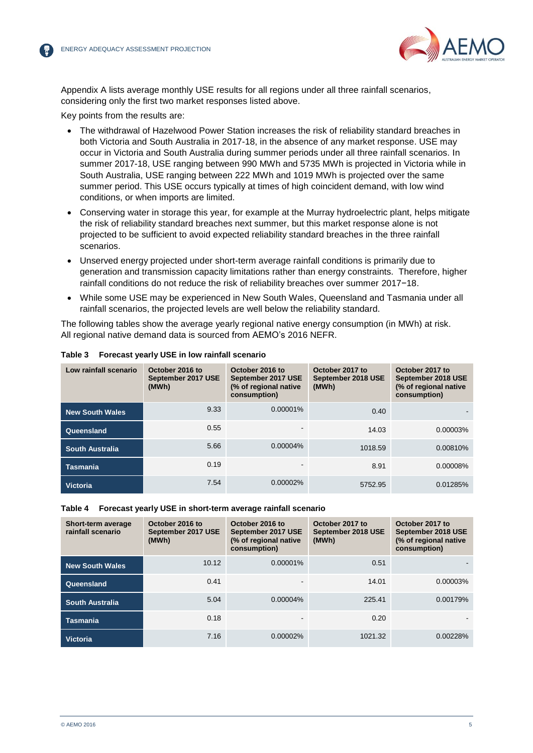Appendix A lists average monthly USE results for all regions under all three rainfall scenarios, considering only the first two market responses listed above.

Key points from the results are:

- The withdrawal of Hazelwood Power Station increases the risk of reliability standard breaches in both Victoria and South Australia in 2017-18, in the absence of any market response. USE may occur in Victoria and South Australia during summer periods under all three rainfall scenarios. In summer 2017-18, USE ranging between 990 MWh and 5735 MWh is projected in Victoria while in South Australia, USE ranging between 222 MWh and 1019 MWh is projected over the same summer period. This USE occurs typically at times of high coincident demand, with low wind conditions, or when imports are limited.
- Conserving water in storage this year, for example at the Murray hydroelectric plant, helps mitigate the risk of reliability standard breaches next summer, but this market response alone is not projected to be sufficient to avoid expected reliability standard breaches in the three rainfall scenarios.
- Unserved energy projected under short-term average rainfall conditions is primarily due to generation and transmission capacity limitations rather than energy constraints. Therefore, higher rainfall conditions do not reduce the risk of reliability breaches over summer 2017−18.
- While some USE may be experienced in New South Wales, Queensland and Tasmania under all rainfall scenarios, the projected levels are well below the reliability standard.

The following tables show the average yearly regional native energy consumption (in MWh) at risk. All regional native demand data is sourced from AEMO's 2016 NEFR.

**Table 3 Forecast yearly USE in low rainfall scenario**

| Low rainfall scenario | October 2016 to September 2017 USE (MWh) | October 2016 to September 2017 USE (% of regional native consumption) | October 2017 to September 2018 USE (MWh) | October 2017 to September 2018 USE (% of regional native consumption) |
|---|---|---|---|---|
| New South Wales | 9.33 | 0.00001% | 0.40 | - |
| Queensland | 0.55 | - | 14.03 | 0.00003% |
| South Australia | 5.66 | 0.00004% | 1018.59 | 0.00810% |
| Tasmania | 0.19 | - | 8.91 | 0.00008% |
| Victoria | 7.54 | 0.00002% | 5752.95 | 0.01285% |

**Table 4 Forecast yearly USE in short-term average rainfall scenario**

| Short-term average rainfall scenario | October 2016 to September 2017 USE (MWh) | October 2016 to September 2017 USE (% of regional native consumption) | October 2017 to September 2018 USE (MWh) | October 2017 to September 2018 USE (% of regional native consumption) |
|---|---|---|---|---|
| New South Wales | 10.12 | 0.00001% | 0.51 | - |
| Queensland | 0.41 | - | 14.01 | 0.00003% |
| South Australia | 5.04 | 0.00004% | 225.41 | 0.00179% |
| Tasmania | 0.18 | - | 0.20 | - |
| Victoria | 7.16 | 0.00002% | 1021.32 | 0.00228% |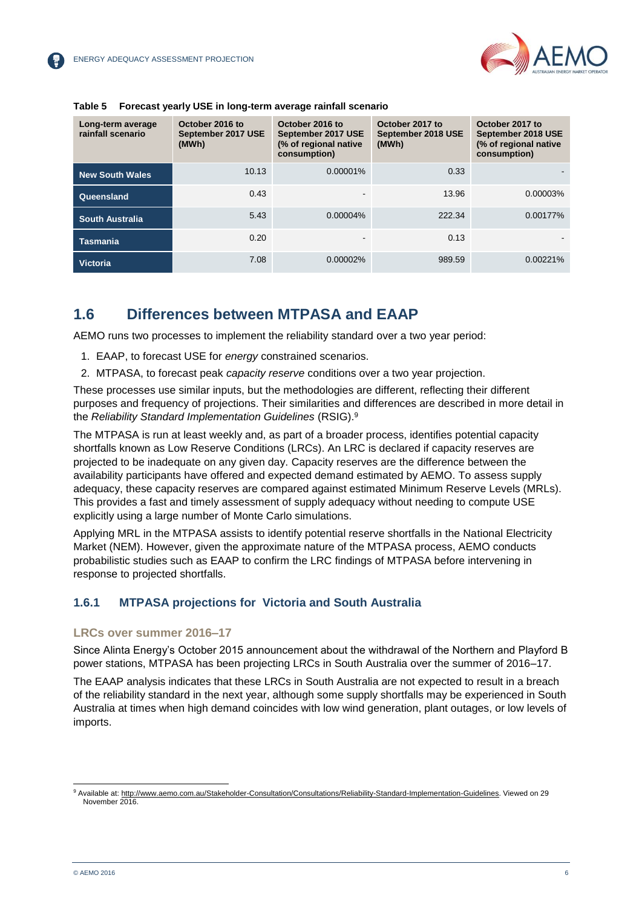**Table 5 Forecast yearly USE in long-term average rainfall scenario**

| Long-term average rainfall scenario | October 2016 to September 2017 USE (MWh) | October 2016 to September 2017 USE (% of regional native consumption) | October 2017 to September 2018 USE (MWh) | October 2017 to September 2018 USE (% of regional native consumption) |
|---|---|---|---|---|
| New South Wales | 10.13 | 0.00001% | 0.33 | - |
| Queensland | 0.43 | - | 13.96 | 0.00003% |
| South Australia | 5.43 | 0.00004% | 222.34 | 0.00177% |
| Tasmania | 0.20 | - | 0.13 | - |
| Victoria | 7.08 | 0.00002% | 989.59 | 0.00221% |

## 1.6 Differences between MTPASA and EAAP

AEMO runs two processes to implement the reliability standard over a two year period:

1. EAAP, to forecast USE for *energy* constrained scenarios.
2. MTPASA, to forecast peak *capacity reserve* conditions over a two year projection.

These processes use similar inputs, but the methodologies are different, reflecting their different purposes and frequency of projections. Their similarities and differences are described in more detail in the *Reliability Standard Implementation Guidelines* (RSIG).[9]

The MTPASA is run at least weekly and, as part of a broader process, identifies potential capacity shortfalls known as Low Reserve Conditions (LRCs). An LRC is declared if capacity reserves are projected to be inadequate on any given day. Capacity reserves are the difference between the availability participants have offered and expected demand estimated by AEMO. To assess supply adequacy, these capacity reserves are compared against estimated Minimum Reserve Levels (MRLs). This provides a fast and timely assessment of supply adequacy without needing to compute USE explicitly using a large number of Monte Carlo simulations.

Applying MRL in the MTPASA assists to identify potential reserve shortfalls in the National Electricity Market (NEM). However, given the approximate nature of the MTPASA process, AEMO conducts probabilistic studies such as EAAP to confirm the LRC findings of MTPASA before intervening in response to projected shortfalls.

### 1.6.1 MTPASA projections for Victoria and South Australia

#### LRCs over summer 2016–17

Since Alinta Energy's October 2015 announcement about the withdrawal of the Northern and Playford B power stations, MTPASA has been projecting LRCs in South Australia over the summer of 2016–17.

The EAAP analysis indicates that these LRCs in South Australia are not expected to result in a breach of the reliability standard in the next year, although some supply shortfalls may be experienced in South Australia at times when high demand coincides with low wind generation, plant outages, or low levels of imports.

---

[9] Available at: http://www.aemo.com.au/Stakeholder-Consultation/Consultations/Reliability-Standard-Implementation-Guidelines. Viewed on 29 November 2016.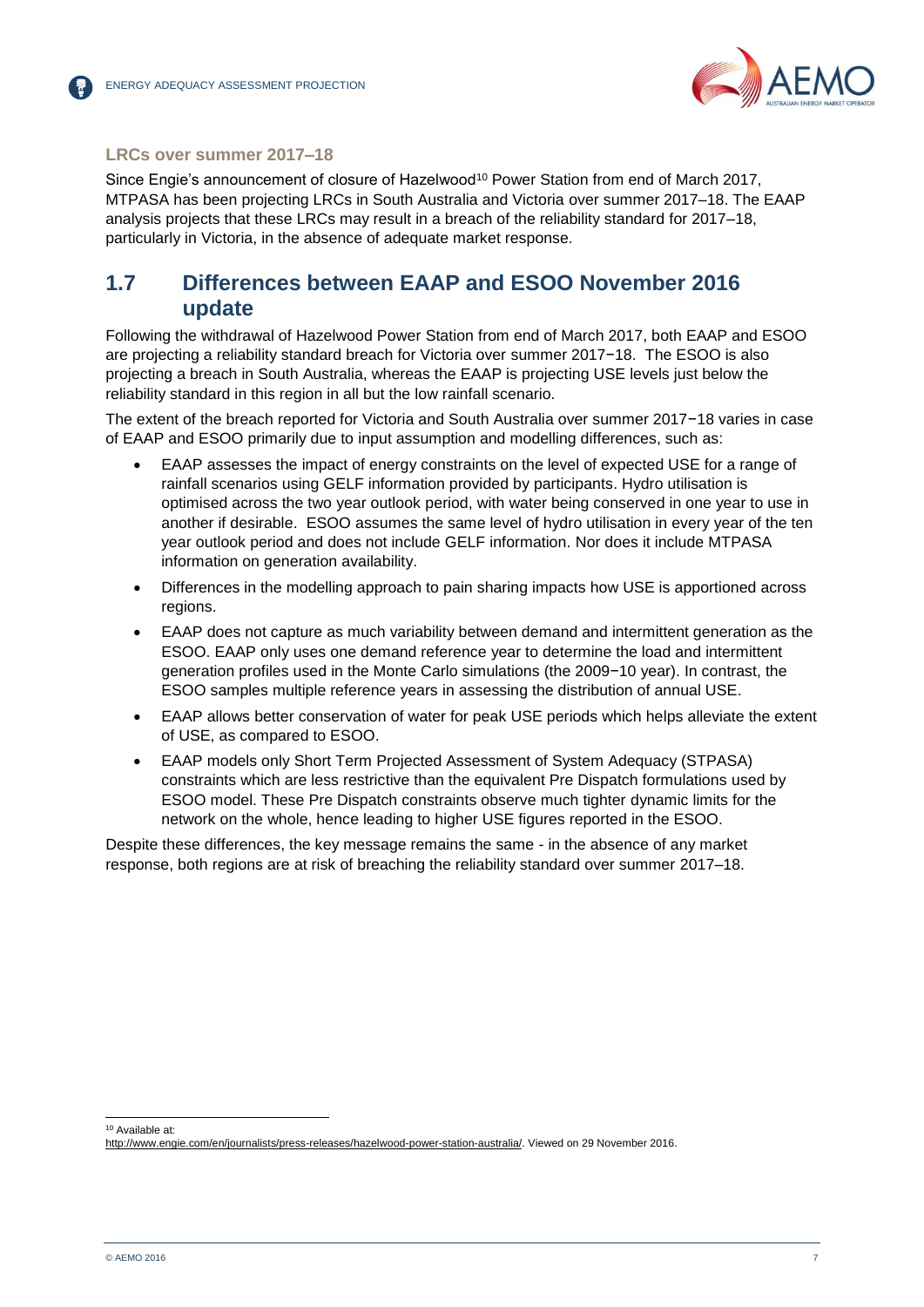### LRCs over summer 2017–18

Since Engie's announcement of closure of Hazelwood[10] Power Station from end of March 2017, MTPASA has been projecting LRCs in South Australia and Victoria over summer 2017–18. The EAAP analysis projects that these LRCs may result in a breach of the reliability standard for 2017–18, particularly in Victoria, in the absence of adequate market response.

## 1.7 Differences between EAAP and ESOO November 2016 update

Following the withdrawal of Hazelwood Power Station from end of March 2017, both EAAP and ESOO are projecting a reliability standard breach for Victoria over summer 2017−18. The ESOO is also projecting a breach in South Australia, whereas the EAAP is projecting USE levels just below the reliability standard in this region in all but the low rainfall scenario.

The extent of the breach reported for Victoria and South Australia over summer 2017−18 varies in case of EAAP and ESOO primarily due to input assumption and modelling differences, such as:

- EAAP assesses the impact of energy constraints on the level of expected USE for a range of rainfall scenarios using GELF information provided by participants. Hydro utilisation is optimised across the two year outlook period, with water being conserved in one year to use in another if desirable. ESOO assumes the same level of hydro utilisation in every year of the ten year outlook period and does not include GELF information. Nor does it include MTPASA information on generation availability.
- Differences in the modelling approach to pain sharing impacts how USE is apportioned across regions.
- EAAP does not capture as much variability between demand and intermittent generation as the ESOO. EAAP only uses one demand reference year to determine the load and intermittent generation profiles used in the Monte Carlo simulations (the 2009−10 year). In contrast, the ESOO samples multiple reference years in assessing the distribution of annual USE.
- EAAP allows better conservation of water for peak USE periods which helps alleviate the extent of USE, as compared to ESOO.
- EAAP models only Short Term Projected Assessment of System Adequacy (STPASA) constraints which are less restrictive than the equivalent Pre Dispatch formulations used by ESOO model. These Pre Dispatch constraints observe much tighter dynamic limits for the network on the whole, hence leading to higher USE figures reported in the ESOO.

Despite these differences, the key message remains the same - in the absence of any market response, both regions are at risk of breaching the reliability standard over summer 2017–18.

---

[10] Available at: http://www.engie.com/en/journalists/press-releases/hazelwood-power-station-australia/. Viewed on 29 November 2016.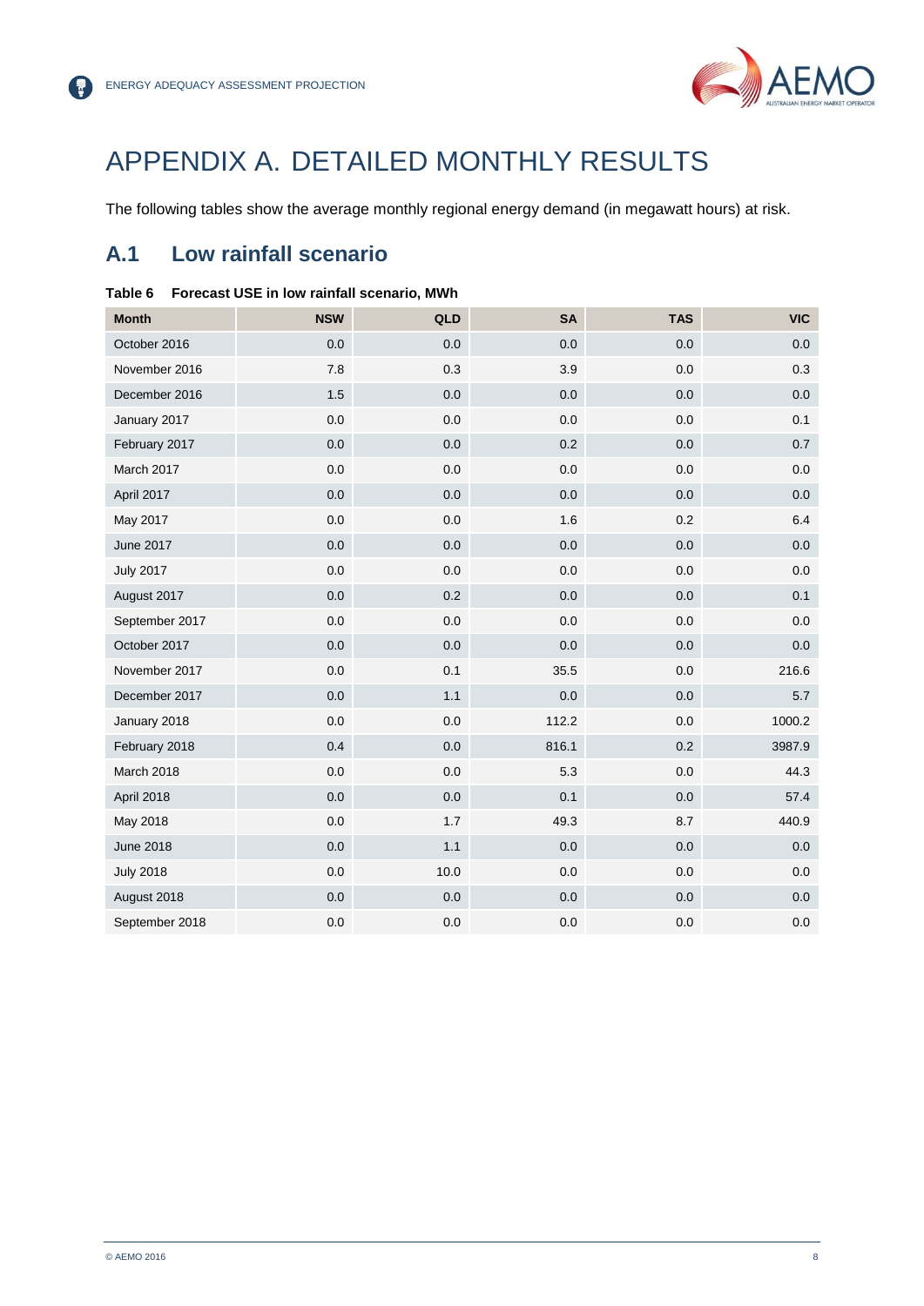# APPENDIX A. DETAILED MONTHLY RESULTS

The following tables show the average monthly regional energy demand (in megawatt hours) at risk.

## A.1 Low rainfall scenario

**Table 6 Forecast USE in low rainfall scenario, MWh**

| Month | NSW | QLD | SA | TAS | VIC |
|---|---|---|---|---|---|
| October 2016 | 0.0 | 0.0 | 0.0 | 0.0 | 0.0 |
| November 2016 | 7.8 | 0.3 | 3.9 | 0.0 | 0.3 |
| December 2016 | 1.5 | 0.0 | 0.0 | 0.0 | 0.0 |
| January 2017 | 0.0 | 0.0 | 0.0 | 0.0 | 0.1 |
| February 2017 | 0.0 | 0.0 | 0.2 | 0.0 | 0.7 |
| March 2017 | 0.0 | 0.0 | 0.0 | 0.0 | 0.0 |
| April 2017 | 0.0 | 0.0 | 0.0 | 0.0 | 0.0 |
| May 2017 | 0.0 | 0.0 | 1.6 | 0.2 | 6.4 |
| June 2017 | 0.0 | 0.0 | 0.0 | 0.0 | 0.0 |
| July 2017 | 0.0 | 0.0 | 0.0 | 0.0 | 0.0 |
| August 2017 | 0.0 | 0.2 | 0.0 | 0.0 | 0.1 |
| September 2017 | 0.0 | 0.0 | 0.0 | 0.0 | 0.0 |
| October 2017 | 0.0 | 0.0 | 0.0 | 0.0 | 0.0 |
| November 2017 | 0.0 | 0.1 | 35.5 | 0.0 | 216.6 |
| December 2017 | 0.0 | 1.1 | 0.0 | 0.0 | 5.7 |
| January 2018 | 0.0 | 0.0 | 112.2 | 0.0 | 1000.2 |
| February 2018 | 0.4 | 0.0 | 816.1 | 0.2 | 3987.9 |
| March 2018 | 0.0 | 0.0 | 5.3 | 0.0 | 44.3 |
| April 2018 | 0.0 | 0.0 | 0.1 | 0.0 | 57.4 |
| May 2018 | 0.0 | 1.7 | 49.3 | 8.7 | 440.9 |
| June 2018 | 0.0 | 1.1 | 0.0 | 0.0 | 0.0 |
| July 2018 | 0.0 | 10.0 | 0.0 | 0.0 | 0.0 |
| August 2018 | 0.0 | 0.0 | 0.0 | 0.0 | 0.0 |
| September 2018 | 0.0 | 0.0 | 0.0 | 0.0 | 0.0 |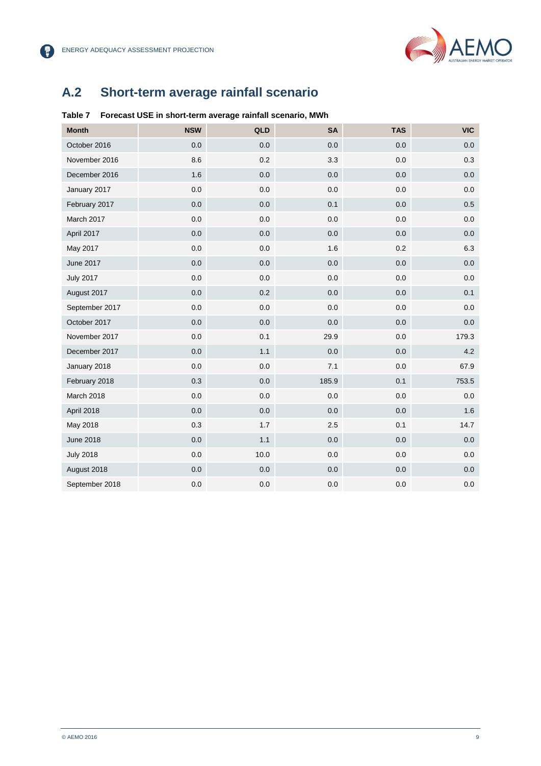## A.2 Short-term average rainfall scenario

**Table 7 Forecast USE in short-term average rainfall scenario, MWh**

| Month | NSW | QLD | SA | TAS | VIC |
|---|---|---|---|---|---|
| October 2016 | 0.0 | 0.0 | 0.0 | 0.0 | 0.0 |
| November 2016 | 8.6 | 0.2 | 3.3 | 0.0 | 0.3 |
| December 2016 | 1.6 | 0.0 | 0.0 | 0.0 | 0.0 |
| January 2017 | 0.0 | 0.0 | 0.0 | 0.0 | 0.0 |
| February 2017 | 0.0 | 0.0 | 0.1 | 0.0 | 0.5 |
| March 2017 | 0.0 | 0.0 | 0.0 | 0.0 | 0.0 |
| April 2017 | 0.0 | 0.0 | 0.0 | 0.0 | 0.0 |
| May 2017 | 0.0 | 0.0 | 1.6 | 0.2 | 6.3 |
| June 2017 | 0.0 | 0.0 | 0.0 | 0.0 | 0.0 |
| July 2017 | 0.0 | 0.0 | 0.0 | 0.0 | 0.0 |
| August 2017 | 0.0 | 0.2 | 0.0 | 0.0 | 0.1 |
| September 2017 | 0.0 | 0.0 | 0.0 | 0.0 | 0.0 |
| October 2017 | 0.0 | 0.0 | 0.0 | 0.0 | 0.0 |
| November 2017 | 0.0 | 0.1 | 29.9 | 0.0 | 179.3 |
| December 2017 | 0.0 | 1.1 | 0.0 | 0.0 | 4.2 |
| January 2018 | 0.0 | 0.0 | 7.1 | 0.0 | 67.9 |
| February 2018 | 0.3 | 0.0 | 185.9 | 0.1 | 753.5 |
| March 2018 | 0.0 | 0.0 | 0.0 | 0.0 | 0.0 |
| April 2018 | 0.0 | 0.0 | 0.0 | 0.0 | 1.6 |
| May 2018 | 0.3 | 1.7 | 2.5 | 0.1 | 14.7 |
| June 2018 | 0.0 | 1.1 | 0.0 | 0.0 | 0.0 |
| July 2018 | 0.0 | 10.0 | 0.0 | 0.0 | 0.0 |
| August 2018 | 0.0 | 0.0 | 0.0 | 0.0 | 0.0 |
| September 2018 | 0.0 | 0.0 | 0.0 | 0.0 | 0.0 |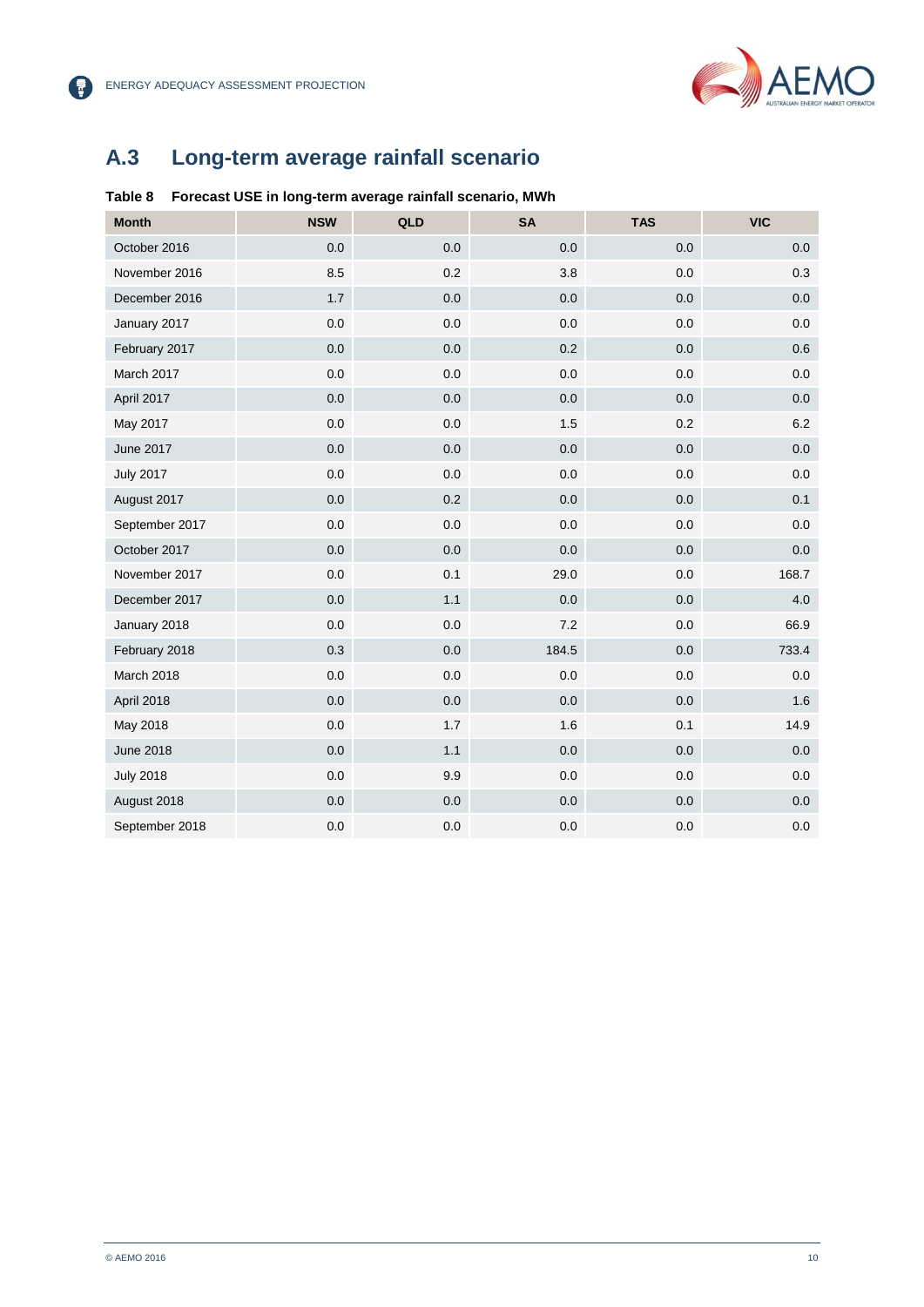## A.3 Long-term average rainfall scenario

**Table 8 Forecast USE in long-term average rainfall scenario, MWh**

| Month | NSW | QLD | SA | TAS | VIC |
|---|---|---|---|---|---|
| October 2016 | 0.0 | 0.0 | 0.0 | 0.0 | 0.0 |
| November 2016 | 8.5 | 0.2 | 3.8 | 0.0 | 0.3 |
| December 2016 | 1.7 | 0.0 | 0.0 | 0.0 | 0.0 |
| January 2017 | 0.0 | 0.0 | 0.0 | 0.0 | 0.0 |
| February 2017 | 0.0 | 0.0 | 0.2 | 0.0 | 0.6 |
| March 2017 | 0.0 | 0.0 | 0.0 | 0.0 | 0.0 |
| April 2017 | 0.0 | 0.0 | 0.0 | 0.0 | 0.0 |
| May 2017 | 0.0 | 0.0 | 1.5 | 0.2 | 6.2 |
| June 2017 | 0.0 | 0.0 | 0.0 | 0.0 | 0.0 |
| July 2017 | 0.0 | 0.0 | 0.0 | 0.0 | 0.0 |
| August 2017 | 0.0 | 0.2 | 0.0 | 0.0 | 0.1 |
| September 2017 | 0.0 | 0.0 | 0.0 | 0.0 | 0.0 |
| October 2017 | 0.0 | 0.0 | 0.0 | 0.0 | 0.0 |
| November 2017 | 0.0 | 0.1 | 29.0 | 0.0 | 168.7 |
| December 2017 | 0.0 | 1.1 | 0.0 | 0.0 | 4.0 |
| January 2018 | 0.0 | 0.0 | 7.2 | 0.0 | 66.9 |
| February 2018 | 0.3 | 0.0 | 184.5 | 0.0 | 733.4 |
| March 2018 | 0.0 | 0.0 | 0.0 | 0.0 | 0.0 |
| April 2018 | 0.0 | 0.0 | 0.0 | 0.0 | 1.6 |
| May 2018 | 0.0 | 1.7 | 1.6 | 0.1 | 14.9 |
| June 2018 | 0.0 | 1.1 | 0.0 | 0.0 | 0.0 |
| July 2018 | 0.0 | 9.9 | 0.0 | 0.0 | 0.0 |
| August 2018 | 0.0 | 0.0 | 0.0 | 0.0 | 0.0 |
| September 2018 | 0.0 | 0.0 | 0.0 | 0.0 | 0.0 |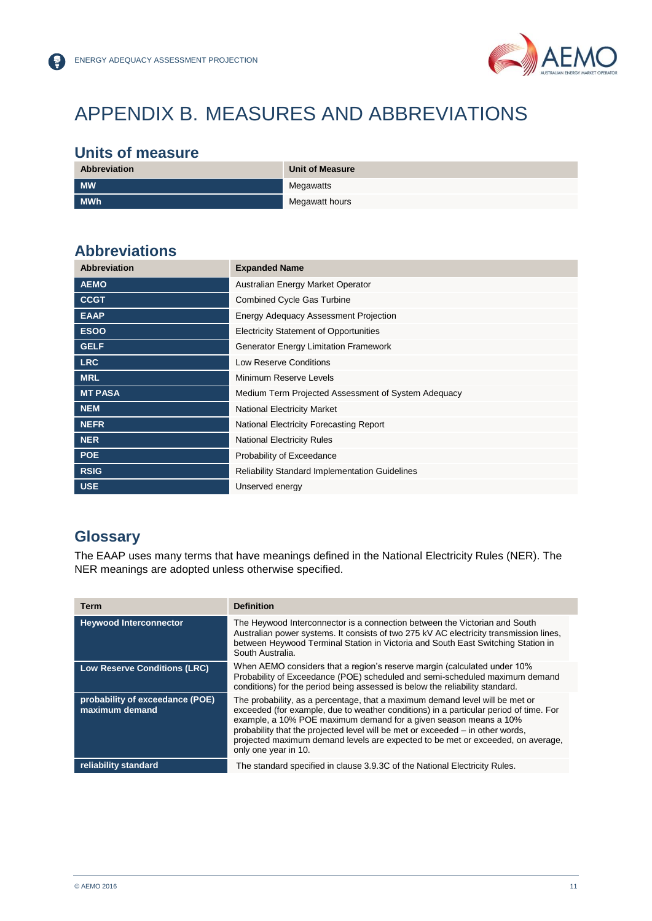# APPENDIX B. MEASURES AND ABBREVIATIONS

## Units of measure

| Abbreviation | Unit of Measure |
|---|---|
| MW | Megawatts |
| MWh | Megawatt hours |

## Abbreviations

| Abbreviation | Expanded Name |
|---|---|
| AEMO | Australian Energy Market Operator |
| CCGT | Combined Cycle Gas Turbine |
| EAAP | Energy Adequacy Assessment Projection |
| ESOO | Electricity Statement of Opportunities |
| GELF | Generator Energy Limitation Framework |
| LRC | Low Reserve Conditions |
| MRL | Minimum Reserve Levels |
| MT PASA | Medium Term Projected Assessment of System Adequacy |
| NEM | National Electricity Market |
| NEFR | National Electricity Forecasting Report |
| NER | National Electricity Rules |
| POE | Probability of Exceedance |
| RSIG | Reliability Standard Implementation Guidelines |
| USE | Unserved energy |

## Glossary

The EAAP uses many terms that have meanings defined in the National Electricity Rules (NER). The NER meanings are adopted unless otherwise specified.

| Term | Definition |
|---|---|
| Heywood Interconnector | The Heywood Interconnector is a connection between the Victorian and South Australian power systems. It consists of two 275 kV AC electricity transmission lines, between Heywood Terminal Station in Victoria and South East Switching Station in South Australia. |
| Low Reserve Conditions (LRC) | When AEMO considers that a region's reserve margin (calculated under 10% Probability of Exceedance (POE) scheduled and semi-scheduled maximum demand conditions) for the period being assessed is below the reliability standard. |
| probability of exceedance (POE) maximum demand | The probability, as a percentage, that a maximum demand level will be met or exceeded (for example, due to weather conditions) in a particular period of time. For example, a 10% POE maximum demand for a given season means a 10% probability that the projected level will be met or exceeded – in other words, projected maximum demand levels are expected to be met or exceeded, on average, only one year in 10. |
| reliability standard | The standard specified in clause 3.9.3C of the National Electricity Rules. |